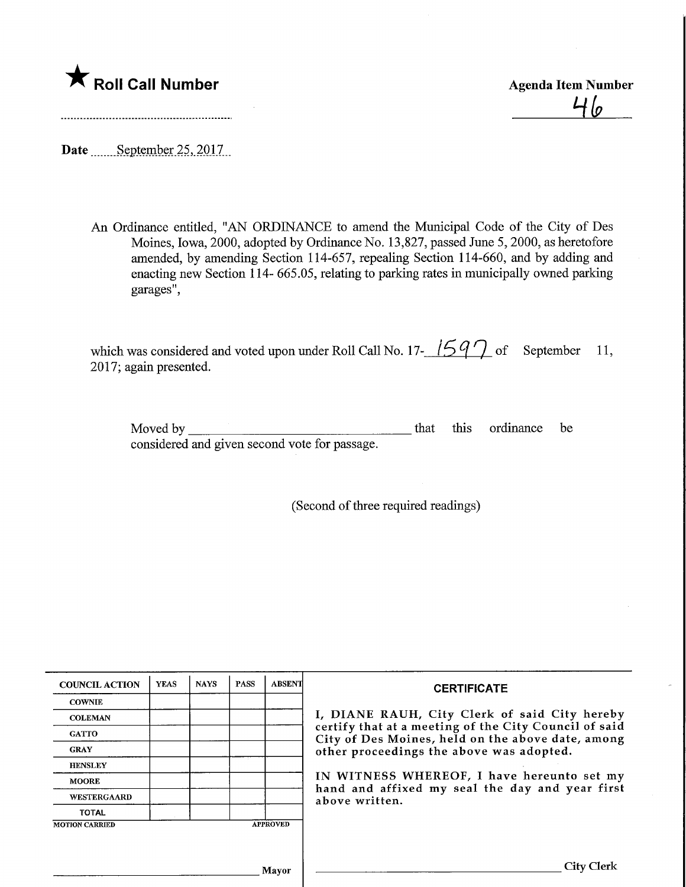★ **Roll Call Number**

**Agenda Item Number**

46

**Date** September 25, 2017

An Ordinance entitled, "AN ORDINANCE to amend the Municipal Code of the City of Des Moines, Iowa, 2000, adopted by Ordinance No. 13,827, passed June 5, 2000, as heretofore amended, by amending Section 114-657, repealing Section 114-660, and by adding and enacting new Section 114- 665.05, relating to parking rates in municipally owned parking garages",

which was considered and voted upon under Roll Call No. 17-1597 of September 11, 2017; again presented.

Moved by \_\_\_\_\_\_\_\_\_\_\_\_\_\_\_\_\_\_\_\_\_\_\_\_\_\_\_\_\_\_ that this ordinance be considered and given second vote for passage.

(Second of three required readings)

| COUNCIL ACTION | YEAS | NAYS | PASS | ABSENT |
|---|---|---|---|---|
| COWNIE | | | | |
| COLEMAN | | | | |
| GATTO | | | | |
| GRAY | | | | |
| HENSLEY | | | | |
| MOORE | | | | |
| WESTERGAARD | | | | |
| TOTAL | | | | |

MOTION CARRIED APPROVED

\_\_\_\_\_\_\_\_\_\_\_\_\_\_\_\_\_\_\_\_\_\_\_\_\_\_\_\_\_\_ Mayor

**CERTIFICATE**

I, DIANE RAUH, City Clerk of said City hereby certify that at a meeting of the City Council of said City of Des Moines, held on the above date, among other proceedings the above was adopted.

IN WITNESS WHEREOF, I have hereunto set my hand and affixed my seal the day and year first above written.

\_\_\_\_\_\_\_\_\_\_\_\_\_\_\_\_\_\_\_\_\_\_\_\_\_\_\_\_\_\_ City Clerk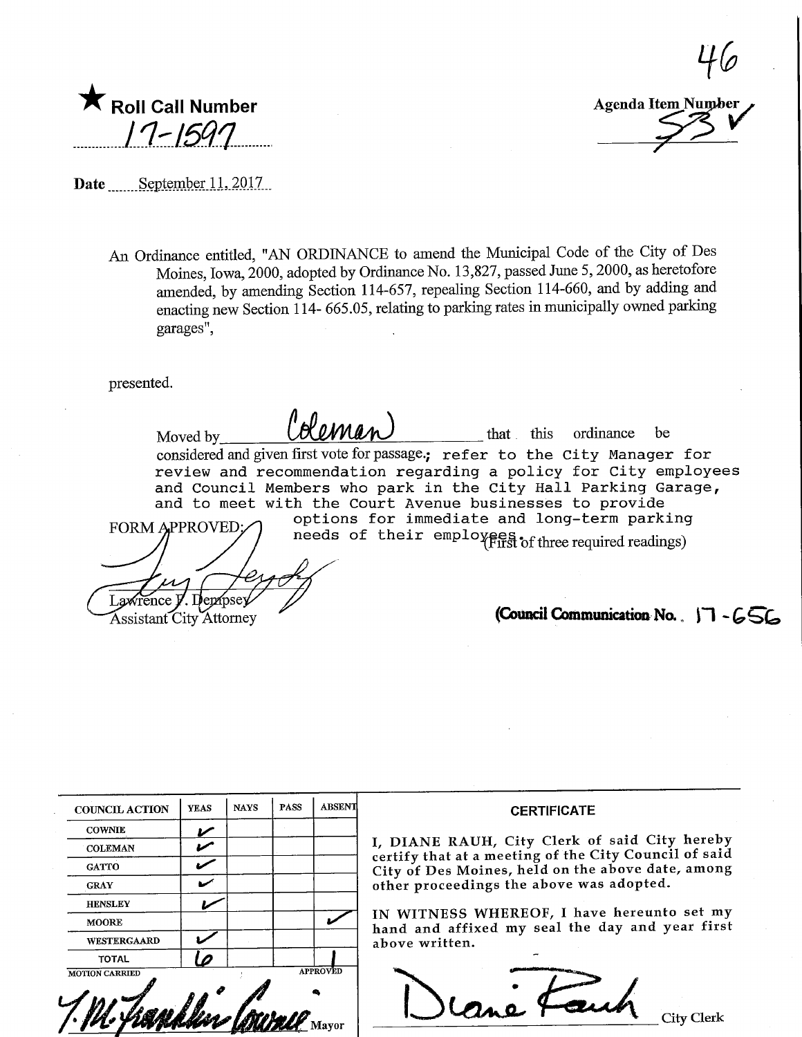46

★ **Roll Call Number**

17-1597

**Agenda Item Number**

53 ✓

**Date** September 11, 2017

An Ordinance entitled, "AN ORDINANCE to amend the Municipal Code of the City of Des Moines, Iowa, 2000, adopted by Ordinance No. 13,827, passed June 5, 2000, as heretofore amended, by amending Section 114-657, repealing Section 114-660, and by adding and enacting new Section 114- 665.05, relating to parking rates in municipally owned parking garages",

presented.

Moved by Coleman that this ordinance be considered and given first vote for passage.; refer to the City Manager for review and recommendation regarding a policy for City employees and Council Members who park in the City Hall Parking Garage, and to meet with the Court Avenue businesses to provide options for immediate and long-term parking needs of their employees. (First of three required readings)

FORM APPROVED:

Lawrence F. Dempsey
Assistant City Attorney

**(Council Communication No. 17-656**

| COUNCIL ACTION | YEAS | NAYS | PASS | ABSENT |
|---|---|---|---|---|
| COWNIE | ✓ | | | |
| COLEMAN | ✓ | | | |
| GATTO | ✓ | | | |
| GRAY | ✓ | | | |
| HENSLEY | ✓ | | | |
| MOORE | | | | ✓ |
| WESTERGAARD | ✓ | | | |
| TOTAL | 6 | | | 1 |

MOTION CARRIED APPROVED

T.M. Franklin Cownie, Mayor

**CERTIFICATE**

I, DIANE RAUH, City Clerk of said City hereby certify that at a meeting of the City Council of said City of Des Moines, held on the above date, among other proceedings the above was adopted.

IN WITNESS WHEREOF, I have hereunto set my hand and affixed my seal the day and year first above written.

Diane Rauh, City Clerk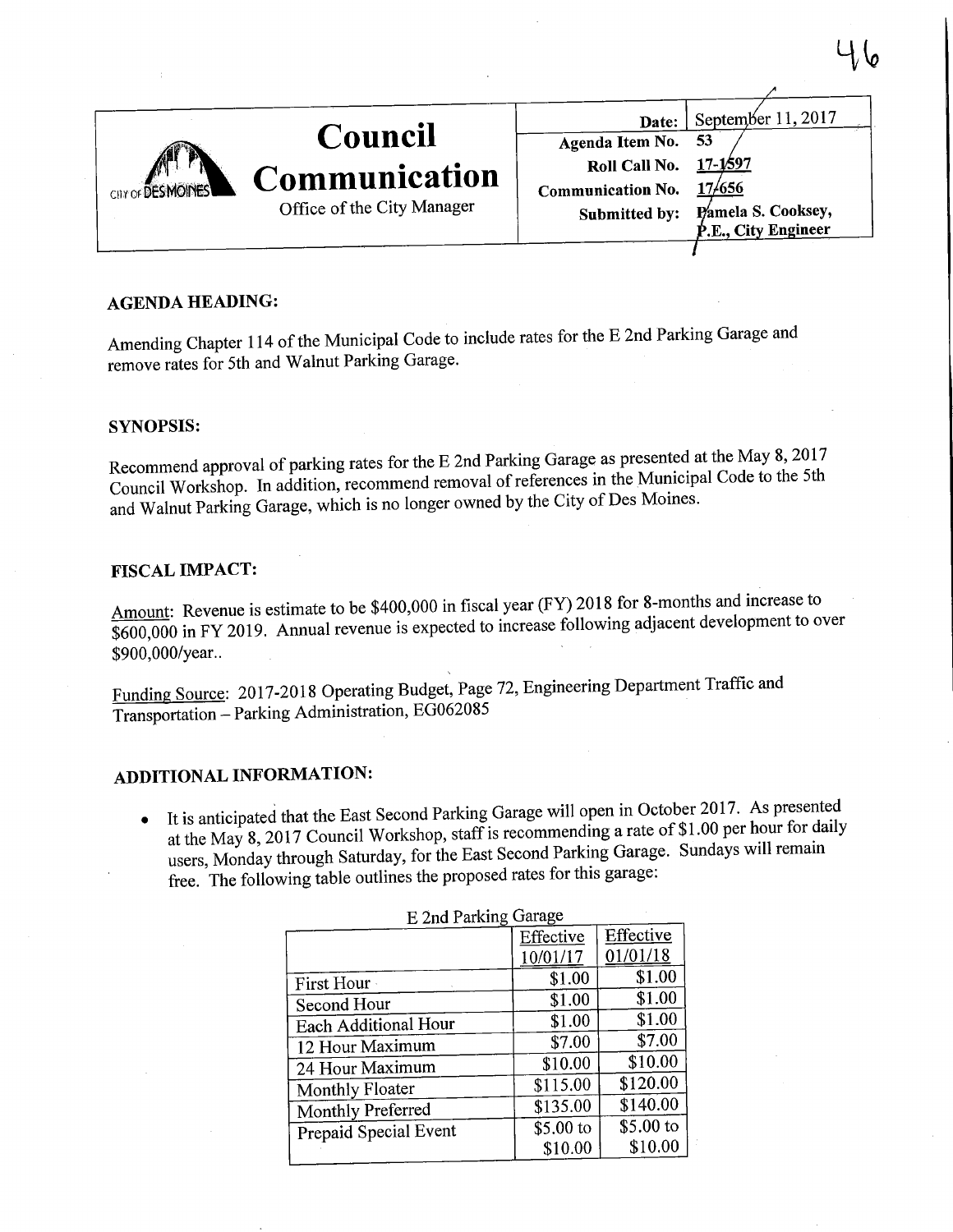# Council Communication

Office of the City Manager

| | |
|---|---|
| Date: | September 11, 2017 |
| Agenda Item No. | 53 |
| Roll Call No. | 17-1597 |
| Communication No. | 17-656 |
| Submitted by: | Pamela S. Cooksey, P.E., City Engineer |

## AGENDA HEADING:

Amending Chapter 114 of the Municipal Code to include rates for the E 2nd Parking Garage and remove rates for 5th and Walnut Parking Garage.

## SYNOPSIS:

Recommend approval of parking rates for the E 2nd Parking Garage as presented at the May 8, 2017 Council Workshop. In addition, recommend removal of references in the Municipal Code to the 5th and Walnut Parking Garage, which is no longer owned by the City of Des Moines.

## FISCAL IMPACT:

Amount: Revenue is estimate to be $400,000 in fiscal year (FY) 2018 for 8-months and increase to $600,000 in FY 2019. Annual revenue is expected to increase following adjacent development to over $900,000/year..

Funding Source: 2017-2018 Operating Budget, Page 72, Engineering Department Traffic and Transportation – Parking Administration, EG062085

## ADDITIONAL INFORMATION:

- It is anticipated that the East Second Parking Garage will open in October 2017. As presented at the May 8, 2017 Council Workshop, staff is recommending a rate of $1.00 per hour for daily users, Monday through Saturday, for the East Second Parking Garage. Sundays will remain free. The following table outlines the proposed rates for this garage:

E 2nd Parking Garage

| | Effective 10/01/17 | Effective 01/01/18 |
|---|---|---|
| First Hour | $1.00 | $1.00 |
| Second Hour | $1.00 | $1.00 |
| Each Additional Hour | $1.00 | $1.00 |
| 12 Hour Maximum | $7.00 | $7.00 |
| 24 Hour Maximum | $10.00 | $10.00 |
| Monthly Floater | $115.00 | $120.00 |
| Monthly Preferred | $135.00 | $140.00 |
| Prepaid Special Event | $5.00 to $10.00 | $5.00 to $10.00 |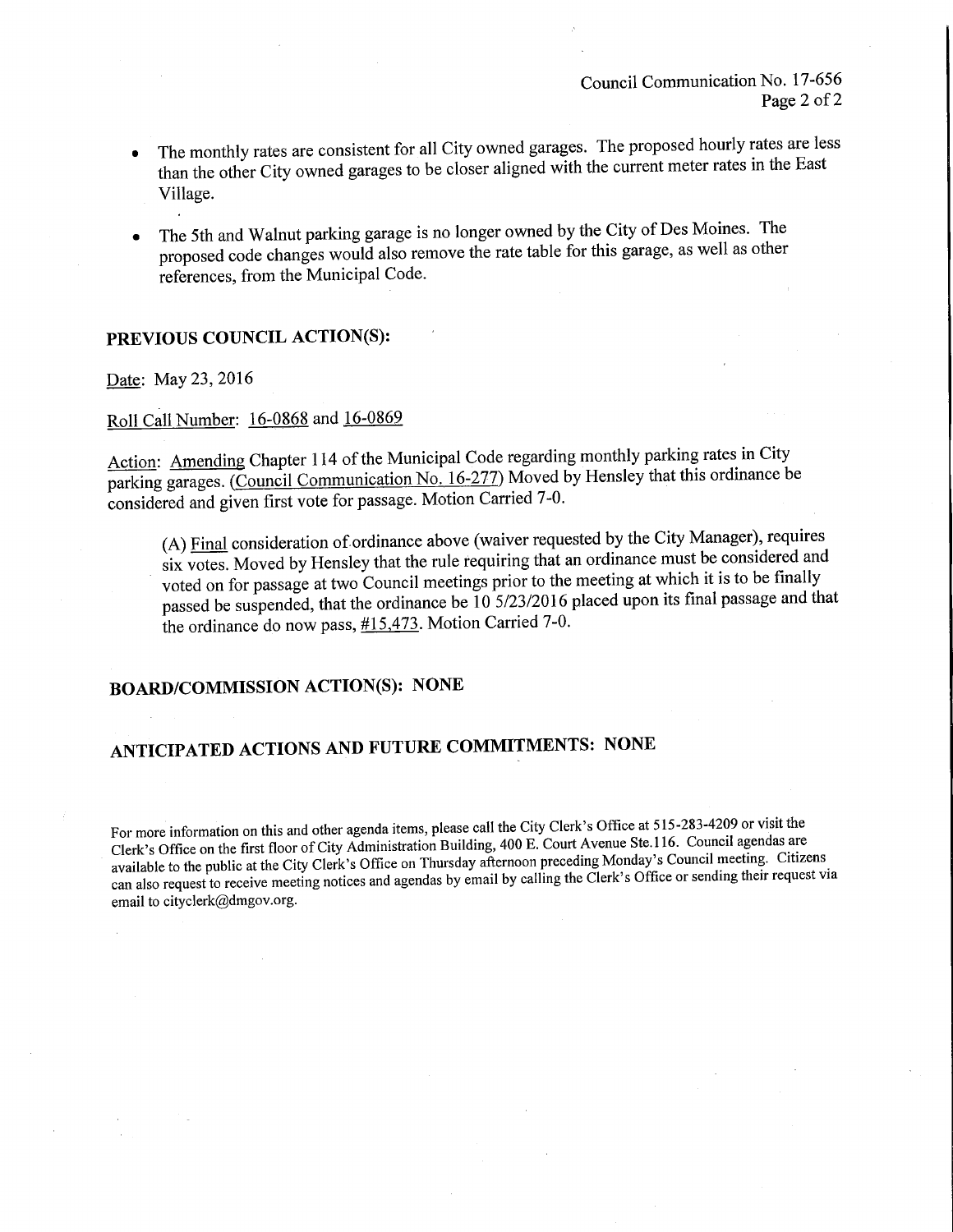- The monthly rates are consistent for all City owned garages. The proposed hourly rates are less than the other City owned garages to be closer aligned with the current meter rates in the East Village.

- The 5th and Walnut parking garage is no longer owned by the City of Des Moines. The proposed code changes would also remove the rate table for this garage, as well as other references, from the Municipal Code.

## PREVIOUS COUNCIL ACTION(S):

Date: May 23, 2016

Roll Call Number: 16-0868 and 16-0869

Action: Amending Chapter 114 of the Municipal Code regarding monthly parking rates in City parking garages. (Council Communication No. 16-277) Moved by Hensley that this ordinance be considered and given first vote for passage. Motion Carried 7-0.

> (A) Final consideration of ordinance above (waiver requested by the City Manager), requires six votes. Moved by Hensley that the rule requiring that an ordinance must be considered and voted on for passage at two Council meetings prior to the meeting at which it is to be finally passed be suspended, that the ordinance be 10 5/23/2016 placed upon its final passage and that the ordinance do now pass, #15,473. Motion Carried 7-0.

## BOARD/COMMISSION ACTION(S): NONE

## ANTICIPATED ACTIONS AND FUTURE COMMITMENTS: NONE

For more information on this and other agenda items, please call the City Clerk's Office at 515-283-4209 or visit the Clerk's Office on the first floor of City Administration Building, 400 E. Court Avenue Ste.116. Council agendas are available to the public at the City Clerk's Office on Thursday afternoon preceding Monday's Council meeting. Citizens can also request to receive meeting notices and agendas by email by calling the Clerk's Office or sending their request via email to cityclerk@dmgov.org.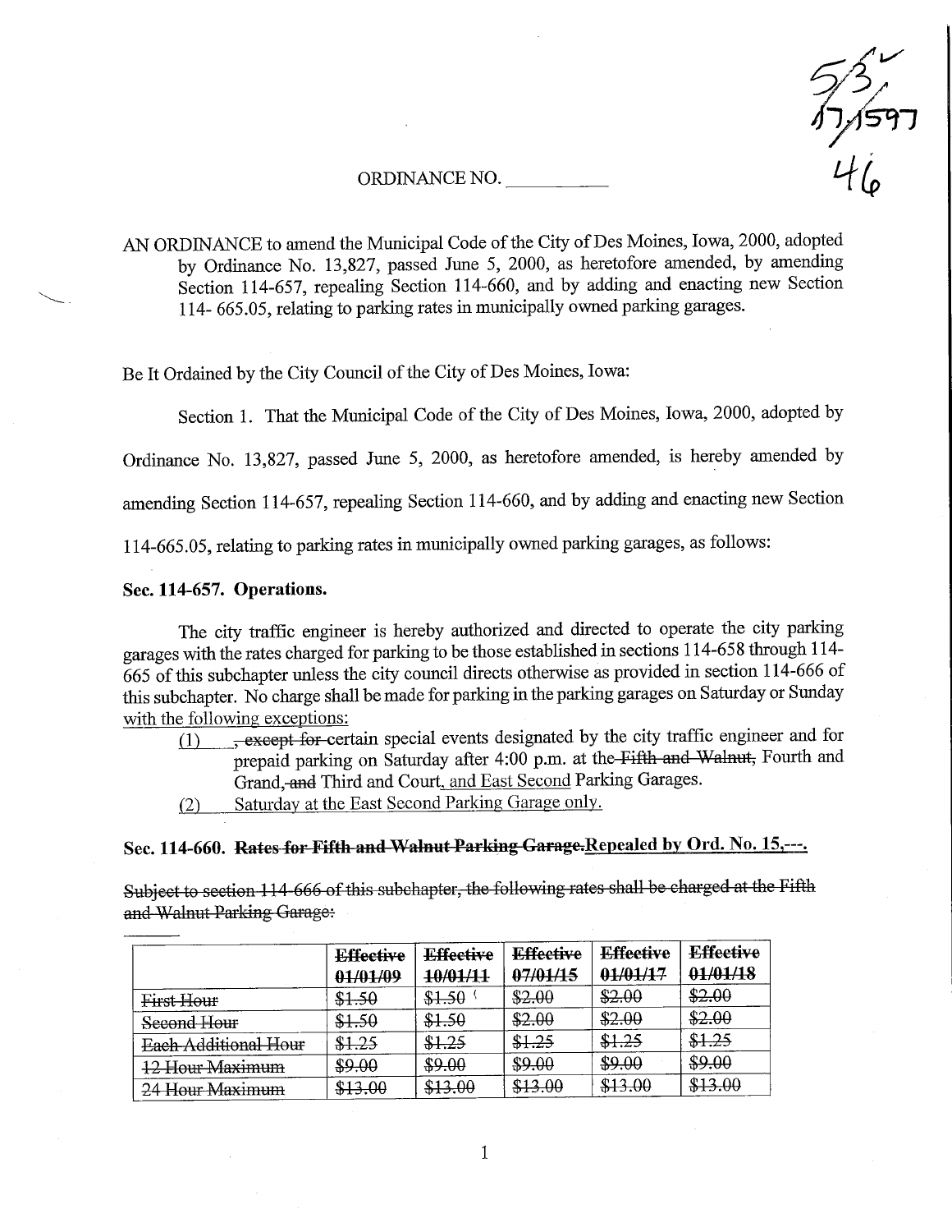ORDINANCE NO. ___________

AN ORDINANCE to amend the Municipal Code of the City of Des Moines, Iowa, 2000, adopted by Ordinance No. 13,827, passed June 5, 2000, as heretofore amended, by amending Section 114-657, repealing Section 114-660, and by adding and enacting new Section 114- 665.05, relating to parking rates in municipally owned parking garages.

Be It Ordained by the City Council of the City of Des Moines, Iowa:

Section 1. That the Municipal Code of the City of Des Moines, Iowa, 2000, adopted by Ordinance No. 13,827, passed June 5, 2000, as heretofore amended, is hereby amended by amending Section 114-657, repealing Section 114-660, and by adding and enacting new Section 114-665.05, relating to parking rates in municipally owned parking garages, as follows:

**Sec. 114-657. Operations.**

The city traffic engineer is hereby authorized and directed to operate the city parking garages with the rates charged for parking to be those established in sections 114-658 through 114-665 of this subchapter unless the city council directs otherwise as provided in section 114-666 of this subchapter. No charge shall be made for parking in the parking garages on Saturday or Sunday with the following exceptions:

(1) ~~, except for~~ certain special events designated by the city traffic engineer and for prepaid parking on Saturday after 4:00 p.m. at the ~~Fifth and Walnut,~~ Fourth and Grand, ~~and~~ Third and Court, and East Second Parking Garages.

(2) Saturday at the East Second Parking Garage only.

**Sec. 114-660. ~~Rates for Fifth and Walnut Parking Garage.~~ Repealed by Ord. No. 15,---.**

~~Subject to section 114-666 of this subchapter, the following rates shall be charged at the Fifth and Walnut Parking Garage:~~

| | ~~Effective 01/01/09~~ | ~~Effective 10/01/11~~ | ~~Effective 07/01/15~~ | ~~Effective 01/01/17~~ | ~~Effective 01/01/18~~ |
|---|---|---|---|---|---|
| ~~First Hour~~ | ~~$1.50~~ | ~~$1.50~~ | ~~$2.00~~ | ~~$2.00~~ | ~~$2.00~~ |
| ~~Second Hour~~ | ~~$1.50~~ | ~~$1.50~~ | ~~$2.00~~ | ~~$2.00~~ | ~~$2.00~~ |
| ~~Each Additional Hour~~ | ~~$1.25~~ | ~~$1.25~~ | ~~$1.25~~ | ~~$1.25~~ | ~~$1.25~~ |
| ~~12 Hour Maximum~~ | ~~$9.00~~ | ~~$9.00~~ | ~~$9.00~~ | ~~$9.00~~ | ~~$9.00~~ |
| ~~24 Hour Maximum~~ | ~~$13.00~~ | ~~$13.00~~ | ~~$13.00~~ | ~~$13.00~~ | ~~$13.00~~ |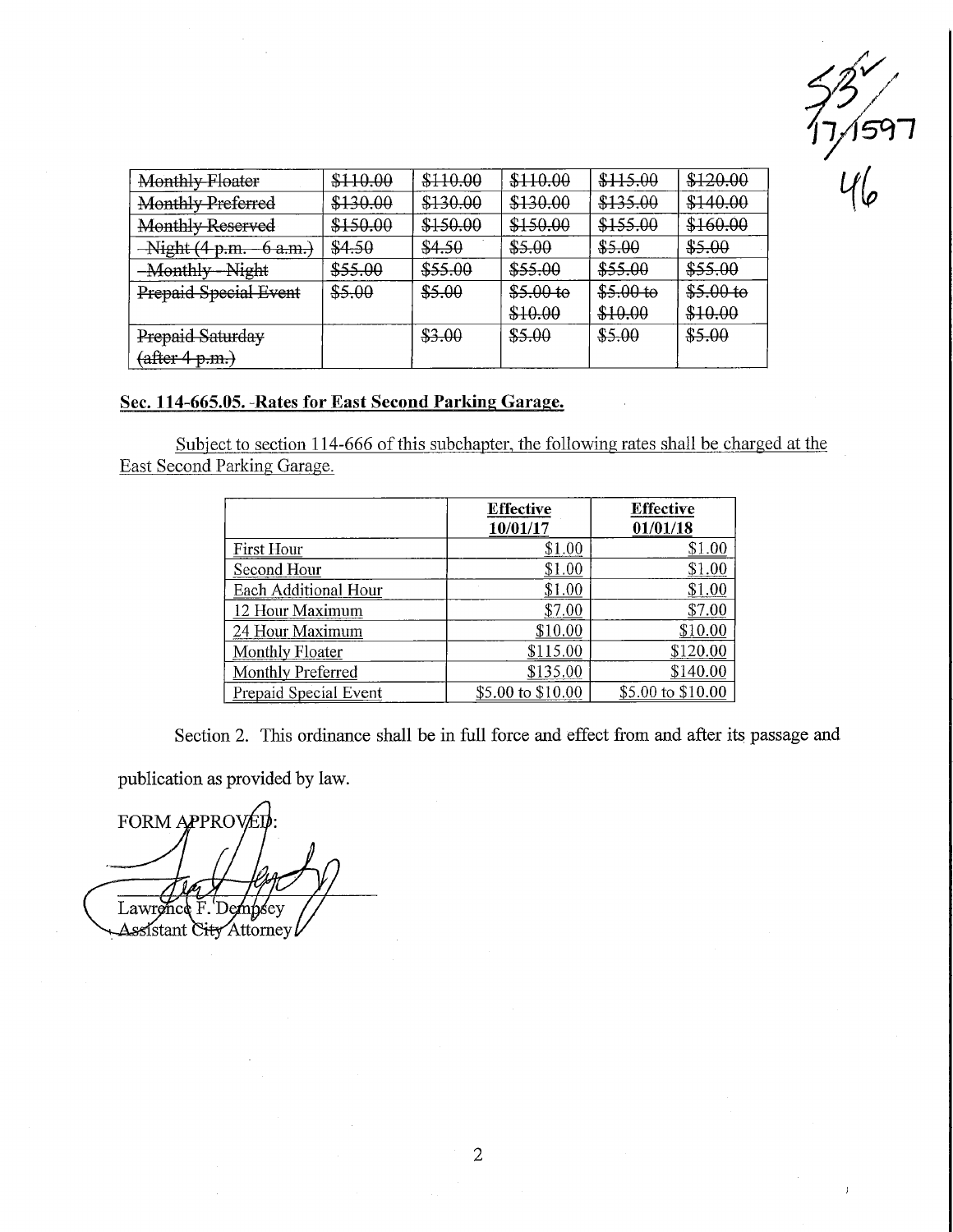| | | | | | |
|---|---|---|---|---|---|
| ~~Monthly Floater~~ | ~~$110.00~~ | ~~$110.00~~ | ~~$110.00~~ | ~~$115.00~~ | ~~$120.00~~ |
| ~~Monthly Preferred~~ | ~~$130.00~~ | ~~$130.00~~ | ~~$130.00~~ | ~~$135.00~~ | ~~$140.00~~ |
| ~~Monthly Reserved~~ | ~~$150.00~~ | ~~$150.00~~ | ~~$150.00~~ | ~~$155.00~~ | ~~$160.00~~ |
| ~~Night (4 p.m. - 6 a.m.)~~ | ~~$4.50~~ | ~~$4.50~~ | ~~$5.00~~ | ~~$5.00~~ | ~~$5.00~~ |
| ~~Monthly - Night~~ | ~~$55.00~~ | ~~$55.00~~ | ~~$55.00~~ | ~~$55.00~~ | ~~$55.00~~ |
| ~~Prepaid Special Event~~ | ~~$5.00~~ | ~~$5.00~~ | ~~$5.00 to $10.00~~ | ~~$5.00 to $10.00~~ | ~~$5.00 to $10.00~~ |
| ~~Prepaid Saturday (after 4 p.m.)~~ | | ~~$3.00~~ | ~~$5.00~~ | ~~$5.00~~ | ~~$5.00~~ |

## Sec. 114-665.05. Rates for East Second Parking Garage.

Subject to section 114-666 of this subchapter, the following rates shall be charged at the East Second Parking Garage.

| | **Effective 10/01/17** | **Effective 01/01/18** |
|---|---|---|
| First Hour | $1.00 | $1.00 |
| Second Hour | $1.00 | $1.00 |
| Each Additional Hour | $1.00 | $1.00 |
| 12 Hour Maximum | $7.00 | $7.00 |
| 24 Hour Maximum | $10.00 | $10.00 |
| Monthly Floater | $115.00 | $120.00 |
| Monthly Preferred | $135.00 | $140.00 |
| Prepaid Special Event | $5.00 to $10.00 | $5.00 to $10.00 |

Section 2. This ordinance shall be in full force and effect from and after its passage and publication as provided by law.

FORM APPROVED:

Lawrence F. Dempsey
Assistant City Attorney